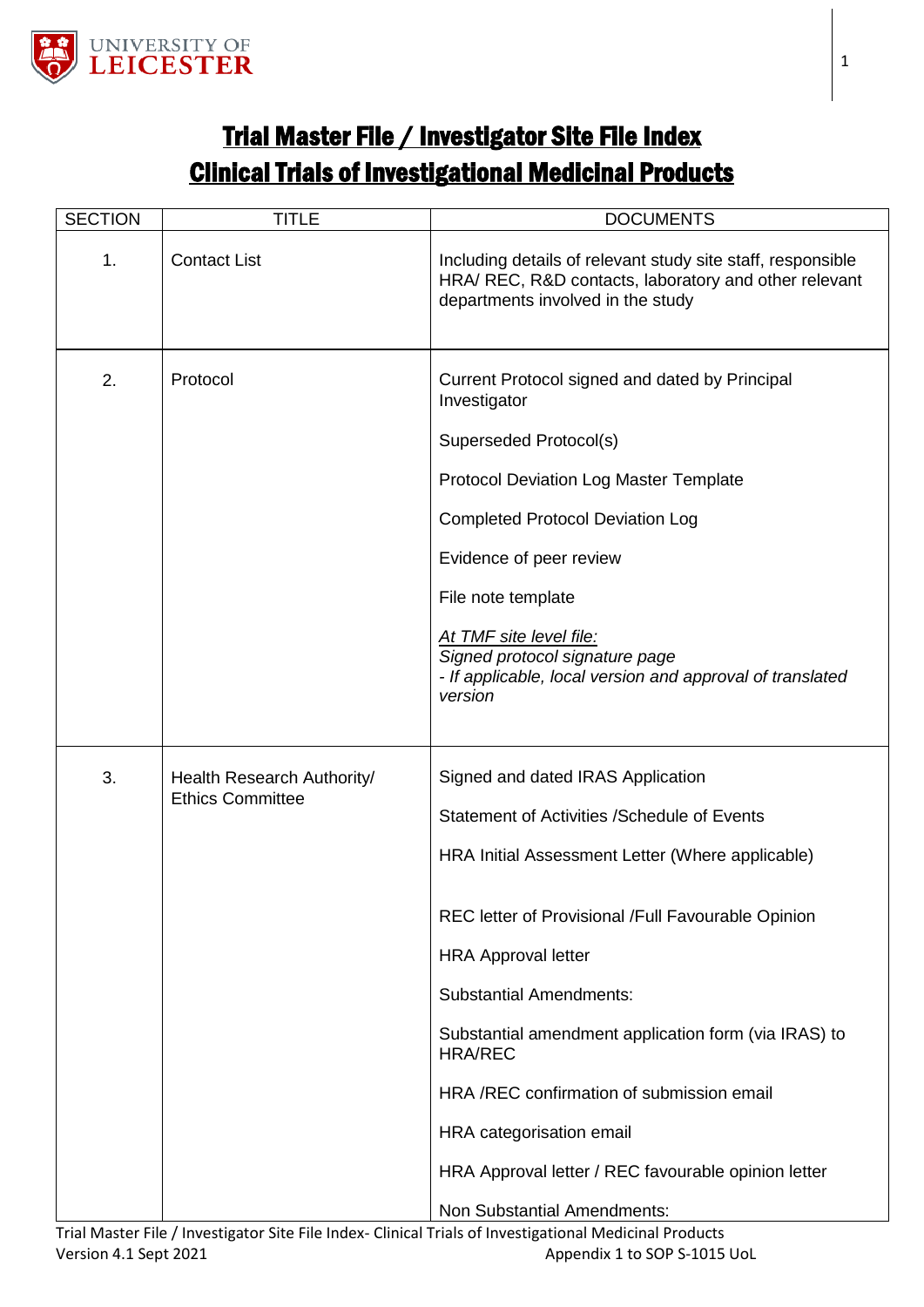# Trial Master File / Investigator Site File Index
# Clinical Trials of Investigational Medicinal Products

| SECTION | TITLE | DOCUMENTS |
|---|---|---|
| 1. | Contact List | Including details of relevant study site staff, responsible HRA/ REC, R&D contacts, laboratory and other relevant departments involved in the study |
| 2. | Protocol | Current Protocol signed and dated by Principal Investigator<br><br>Superseded Protocol(s)<br><br>Protocol Deviation Log Master Template<br><br>Completed Protocol Deviation Log<br><br>Evidence of peer review<br><br>File note template<br><br>*<u>At TMF site level file:</u>*<br>*Signed protocol signature page*<br>*- If applicable, local version and approval of translated version* |
| 3. | Health Research Authority/ Ethics Committee | Signed and dated IRAS Application<br><br>Statement of Activities /Schedule of Events<br><br>HRA Initial Assessment Letter (Where applicable)<br><br>REC letter of Provisional /Full Favourable Opinion<br><br>HRA Approval letter<br><br>Substantial Amendments:<br><br>Substantial amendment application form (via IRAS) to HRA/REC<br><br>HRA /REC confirmation of submission email<br><br>HRA categorisation email<br><br>HRA Approval letter / REC favourable opinion letter<br><br>Non Substantial Amendments: |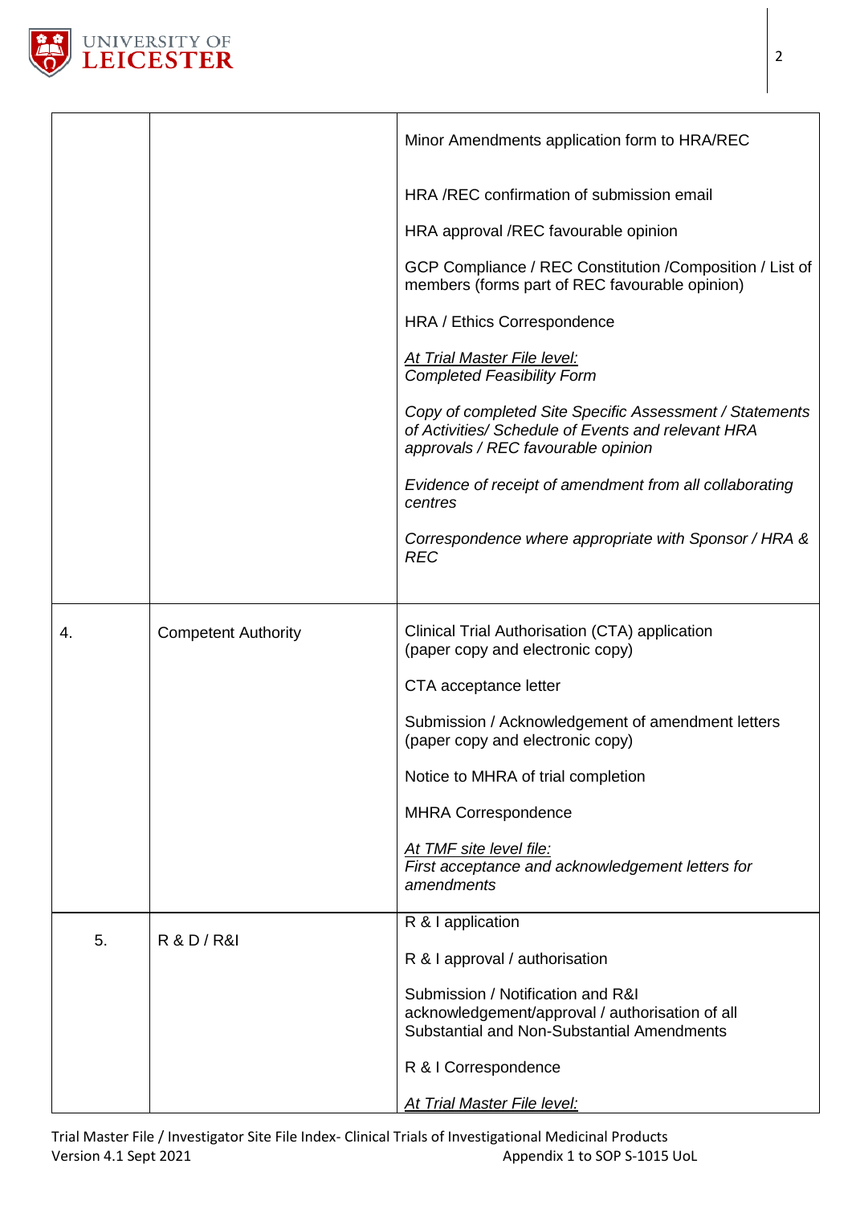| | | |
|---|---|---|
| | | Minor Amendments application form to HRA/REC<br><br>HRA /REC confirmation of submission email<br><br>HRA approval /REC favourable opinion<br><br>GCP Compliance / REC Constitution /Composition / List of members (forms part of REC favourable opinion)<br><br>HRA / Ethics Correspondence<br><br>*At Trial Master File level:*<br>*Completed Feasibility Form*<br><br>*Copy of completed Site Specific Assessment / Statements of Activities/ Schedule of Events and relevant HRA approvals / REC favourable opinion*<br><br>*Evidence of receipt of amendment from all collaborating centres*<br><br>*Correspondence where appropriate with Sponsor / HRA & REC* |
| 4. | Competent Authority | Clinical Trial Authorisation (CTA) application (paper copy and electronic copy)<br><br>CTA acceptance letter<br><br>Submission / Acknowledgement of amendment letters (paper copy and electronic copy)<br><br>Notice to MHRA of trial completion<br><br>MHRA Correspondence<br><br>*At TMF site level file:*<br>*First acceptance and acknowledgement letters for amendments* |
| 5. | R & D / R&I | R & I application<br><br>R & I approval / authorisation<br><br>Submission / Notification and R&I acknowledgement/approval / authorisation of all Substantial and Non-Substantial Amendments<br><br>R & I Correspondence<br><br>*At Trial Master File level:* |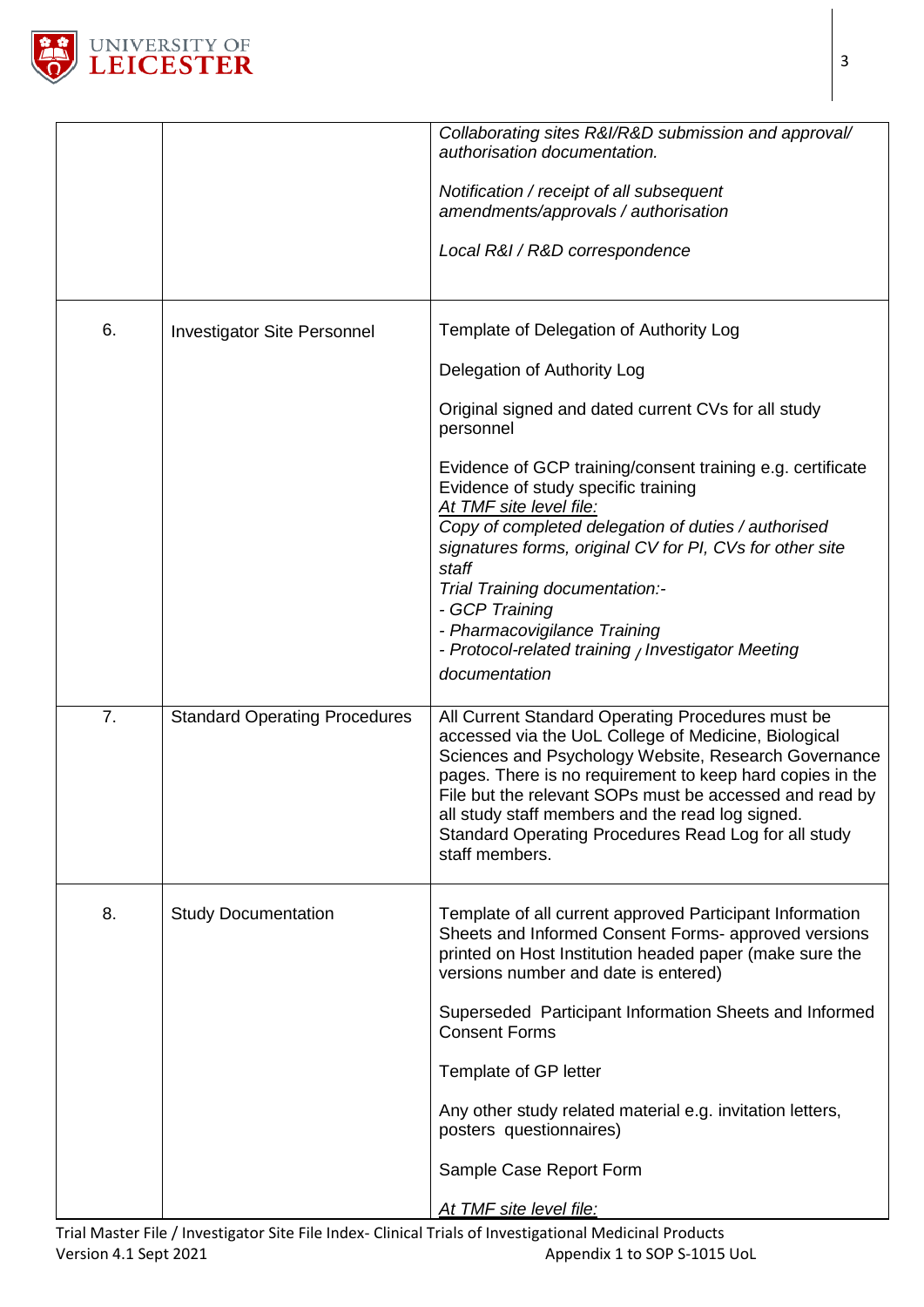|  |  |  |
|---|---|---|
|  |  | *Collaborating sites R&I/R&D submission and approval/ authorisation documentation.*<br><br>*Notification / receipt of all subsequent amendments/approvals / authorisation*<br><br>*Local R&I / R&D correspondence* |
| 6. | Investigator Site Personnel | Template of Delegation of Authority Log<br><br>Delegation of Authority Log<br><br>Original signed and dated current CVs for all study personnel<br><br>Evidence of GCP training/consent training e.g. certificate<br>Evidence of study specific training<br>*At TMF site level file:*<br>*Copy of completed delegation of duties / authorised signatures forms, original CV for PI, CVs for other site staff*<br>*Trial Training documentation:-*<br>*- GCP Training*<br>*- Pharmacovigilance Training*<br>*- Protocol-related training / Investigator Meeting documentation* |
| 7. | Standard Operating Procedures | All Current Standard Operating Procedures must be accessed via the UoL College of Medicine, Biological Sciences and Psychology Website, Research Governance pages. There is no requirement to keep hard copies in the File but the relevant SOPs must be accessed and read by all study staff members and the read log signed.<br>Standard Operating Procedures Read Log for all study staff members. |
| 8. | Study Documentation | Template of all current approved Participant Information Sheets and Informed Consent Forms- approved versions printed on Host Institution headed paper (make sure the versions number and date is entered)<br><br>Superseded Participant Information Sheets and Informed Consent Forms<br><br>Template of GP letter<br><br>Any other study related material e.g. invitation letters, posters questionnaires)<br><br>Sample Case Report Form<br><br>*At TMF site level file:* |

Trial Master File / Investigator Site File Index- Clinical Trials of Investigational Medicinal Products
Version 4.1 Sept 2021 Appendix 1 to SOP S-1015 UoL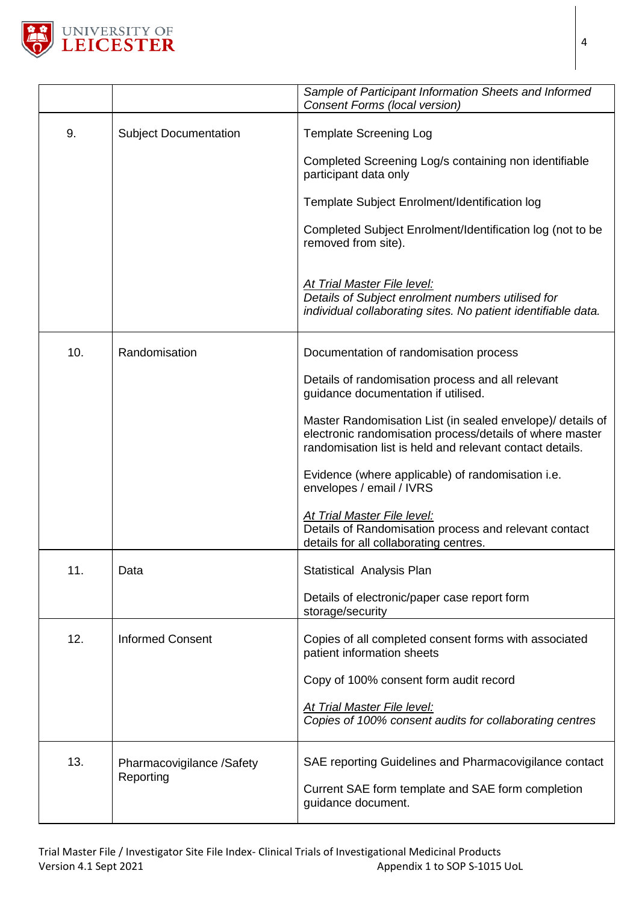| | | |
|---|---|---|
| | | *Sample of Participant Information Sheets and Informed Consent Forms (local version)* |
| 9. | Subject Documentation | Template Screening Log<br><br>Completed Screening Log/s containing non identifiable participant data only<br><br>Template Subject Enrolment/Identification log<br><br>Completed Subject Enrolment/Identification log (not to be removed from site).<br><br>*At Trial Master File level:*<br>*Details of Subject enrolment numbers utilised for individual collaborating sites. No patient identifiable data.* |
| 10. | Randomisation | Documentation of randomisation process<br><br>Details of randomisation process and all relevant guidance documentation if utilised.<br><br>Master Randomisation List (in sealed envelope)/ details of electronic randomisation process/details of where master randomisation list is held and relevant contact details.<br><br>Evidence (where applicable) of randomisation i.e. envelopes / email / IVRS<br><br>*At Trial Master File level:*<br>Details of Randomisation process and relevant contact details for all collaborating centres. |
| 11. | Data | Statistical Analysis Plan<br><br>Details of electronic/paper case report form storage/security |
| 12. | Informed Consent | Copies of all completed consent forms with associated patient information sheets<br><br>Copy of 100% consent form audit record<br><br>*At Trial Master File level:*<br>*Copies of 100% consent audits for collaborating centres* |
| 13. | Pharmacovigilance /Safety Reporting | SAE reporting Guidelines and Pharmacovigilance contact<br><br>Current SAE form template and SAE form completion guidance document. |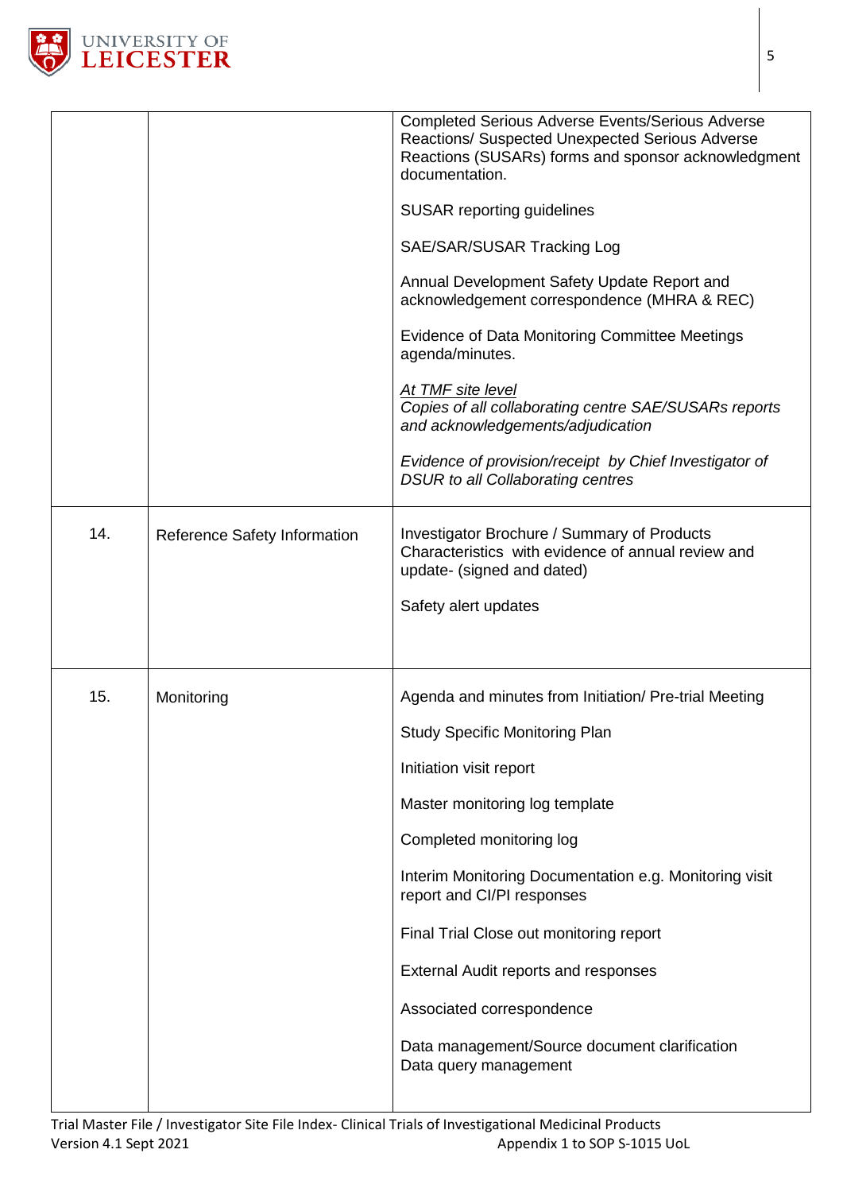| | | |
|---|---|---|
| | | Completed Serious Adverse Events/Serious Adverse Reactions/ Suspected Unexpected Serious Adverse Reactions (SUSARs) forms and sponsor acknowledgment documentation.<br><br>SUSAR reporting guidelines<br><br>SAE/SAR/SUSAR Tracking Log<br><br>Annual Development Safety Update Report and acknowledgement correspondence (MHRA & REC)<br><br>Evidence of Data Monitoring Committee Meetings agenda/minutes.<br><br>*<u>At TMF site level</u>*<br>*Copies of all collaborating centre SAE/SUSARs reports and acknowledgements/adjudication*<br><br>*Evidence of provision/receipt by Chief Investigator of DSUR to all Collaborating centres* |
| 14. | Reference Safety Information | Investigator Brochure / Summary of Products Characteristics with evidence of annual review and update- (signed and dated)<br><br>Safety alert updates |
| 15. | Monitoring | Agenda and minutes from Initiation/ Pre-trial Meeting<br><br>Study Specific Monitoring Plan<br><br>Initiation visit report<br><br>Master monitoring log template<br><br>Completed monitoring log<br><br>Interim Monitoring Documentation e.g. Monitoring visit report and CI/PI responses<br><br>Final Trial Close out monitoring report<br><br>External Audit reports and responses<br><br>Associated correspondence<br><br>Data management/Source document clarification<br>Data query management |

Trial Master File / Investigator Site File Index- Clinical Trials of Investigational Medicinal Products
Version 4.1 Sept 2021 Appendix 1 to SOP S-1015 UoL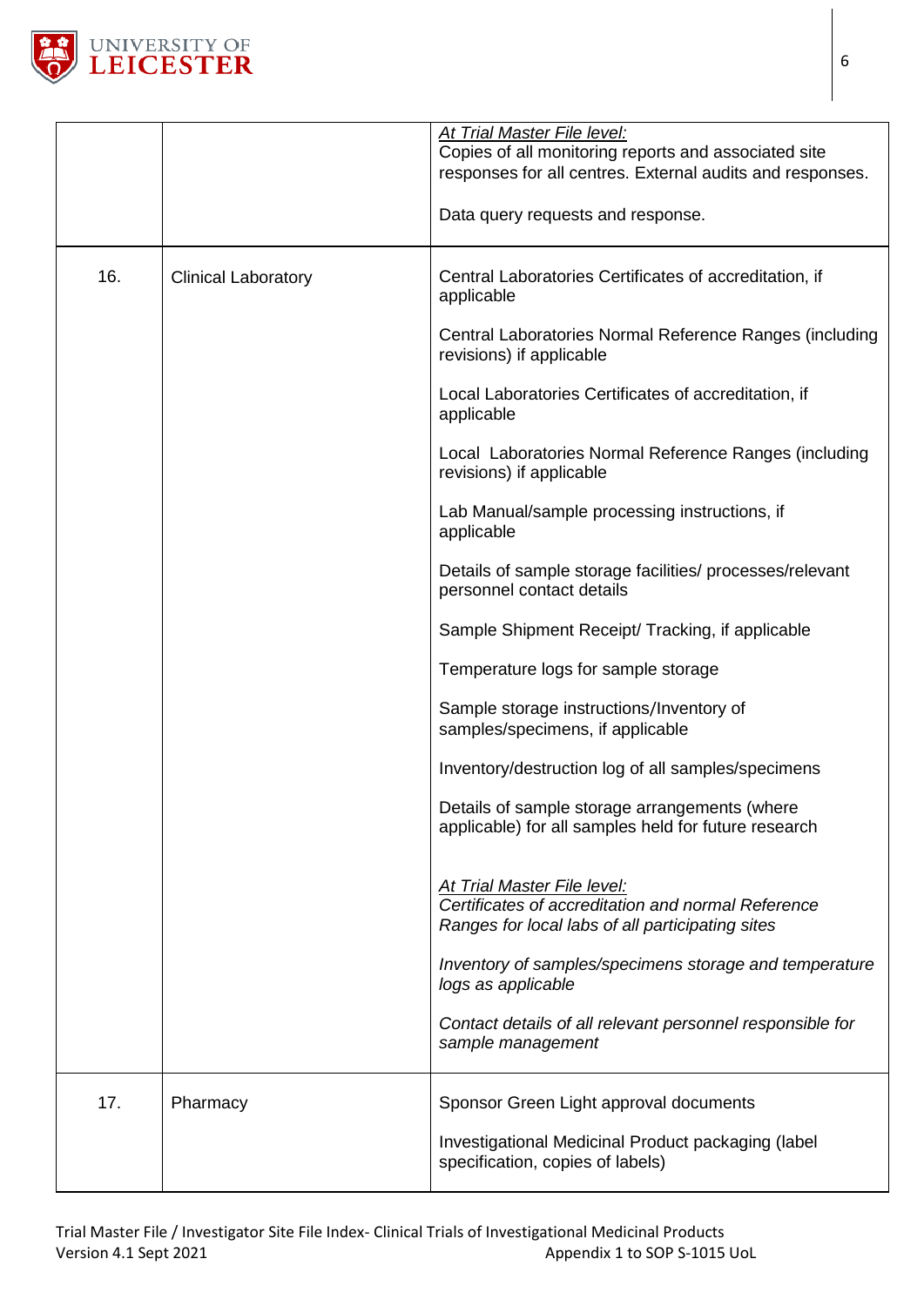| | | |
|---|---|---|
| | | *At Trial Master File level:*<br>Copies of all monitoring reports and associated site responses for all centres. External audits and responses.<br><br>Data query requests and response. |
| 16. | Clinical Laboratory | Central Laboratories Certificates of accreditation, if applicable<br><br>Central Laboratories Normal Reference Ranges (including revisions) if applicable<br><br>Local Laboratories Certificates of accreditation, if applicable<br><br>Local Laboratories Normal Reference Ranges (including revisions) if applicable<br><br>Lab Manual/sample processing instructions, if applicable<br><br>Details of sample storage facilities/ processes/relevant personnel contact details<br><br>Sample Shipment Receipt/ Tracking, if applicable<br><br>Temperature logs for sample storage<br><br>Sample storage instructions/Inventory of samples/specimens, if applicable<br><br>Inventory/destruction log of all samples/specimens<br><br>Details of sample storage arrangements (where applicable) for all samples held for future research<br><br>*At Trial Master File level:*<br>*Certificates of accreditation and normal Reference Ranges for local labs of all participating sites*<br><br>*Inventory of samples/specimens storage and temperature logs as applicable*<br><br>*Contact details of all relevant personnel responsible for sample management* |
| 17. | Pharmacy | Sponsor Green Light approval documents<br><br>Investigational Medicinal Product packaging (label specification, copies of labels) |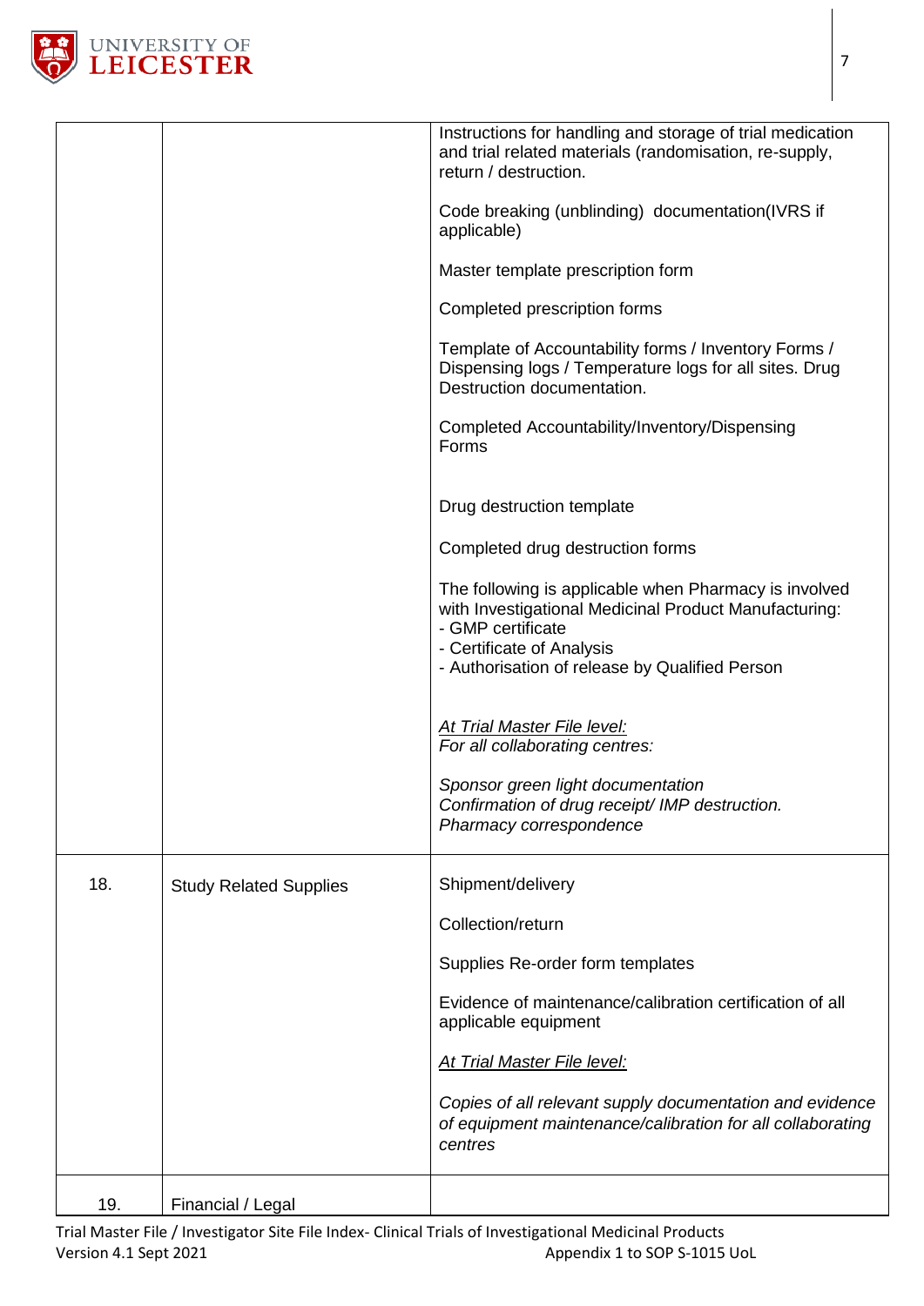| | | |
|---|---|---|
| | | Instructions for handling and storage of trial medication and trial related materials (randomisation, re-supply, return / destruction.<br><br>Code breaking (unblinding) documentation(IVRS if applicable)<br><br>Master template prescription form<br><br>Completed prescription forms<br><br>Template of Accountability forms / Inventory Forms / Dispensing logs / Temperature logs for all sites. Drug Destruction documentation.<br><br>Completed Accountability/Inventory/Dispensing Forms<br><br>Drug destruction template<br><br>Completed drug destruction forms<br><br>The following is applicable when Pharmacy is involved with Investigational Medicinal Product Manufacturing:<br>- GMP certificate<br>- Certificate of Analysis<br>- Authorisation of release by Qualified Person<br><br>*At Trial Master File level:*<br>*For all collaborating centres:*<br><br>*Sponsor green light documentation*<br>*Confirmation of drug receipt/ IMP destruction.*<br>*Pharmacy correspondence* |
| 18. | Study Related Supplies | Shipment/delivery<br><br>Collection/return<br><br>Supplies Re-order form templates<br><br>Evidence of maintenance/calibration certification of all applicable equipment<br><br>*At Trial Master File level:*<br><br>*Copies of all relevant supply documentation and evidence of equipment maintenance/calibration for all collaborating centres* |
| 19. | Financial / Legal | |

Trial Master File / Investigator Site File Index- Clinical Trials of Investigational Medicinal Products
Version 4.1 Sept 2021 Appendix 1 to SOP S-1015 UoL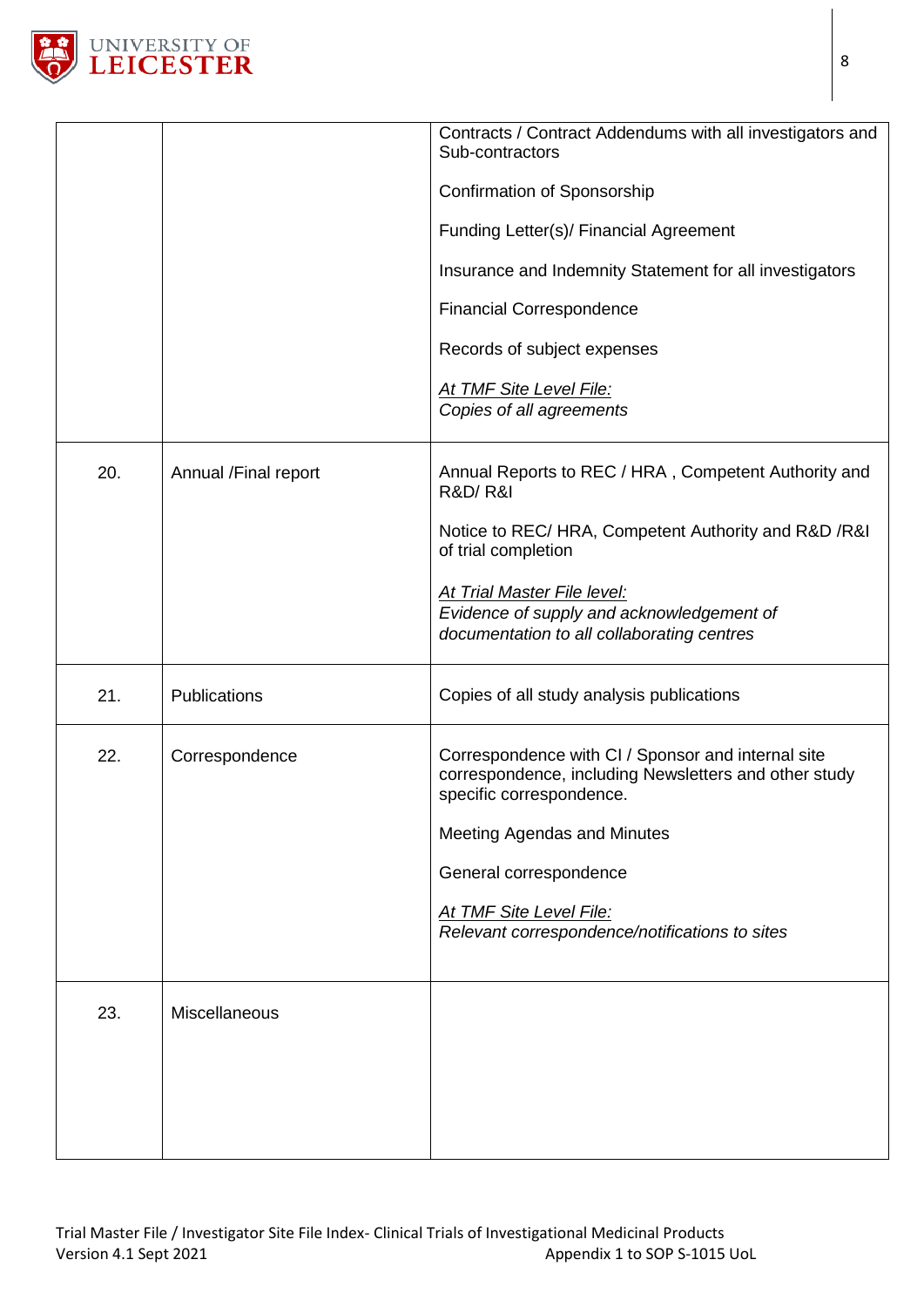| | | |
|---|---|---|
| | | Contracts / Contract Addendums with all investigators and Sub-contractors<br><br>Confirmation of Sponsorship<br><br>Funding Letter(s)/ Financial Agreement<br><br>Insurance and Indemnity Statement for all investigators<br><br>Financial Correspondence<br><br>Records of subject expenses<br><br>*<u>At TMF Site Level File:</u>*<br>*Copies of all agreements* |
| 20. | Annual /Final report | Annual Reports to REC / HRA , Competent Authority and R&D/ R&I<br><br>Notice to REC/ HRA, Competent Authority and R&D /R&I of trial completion<br><br>*<u>At Trial Master File level:</u>*<br>*Evidence of supply and acknowledgement of documentation to all collaborating centres* |
| 21. | Publications | Copies of all study analysis publications |
| 22. | Correspondence | Correspondence with CI / Sponsor and internal site correspondence, including Newsletters and other study specific correspondence.<br><br>Meeting Agendas and Minutes<br><br>General correspondence<br><br>*<u>At TMF Site Level File:</u>*<br>*Relevant correspondence/notifications to sites* |
| 23. | Miscellaneous | |